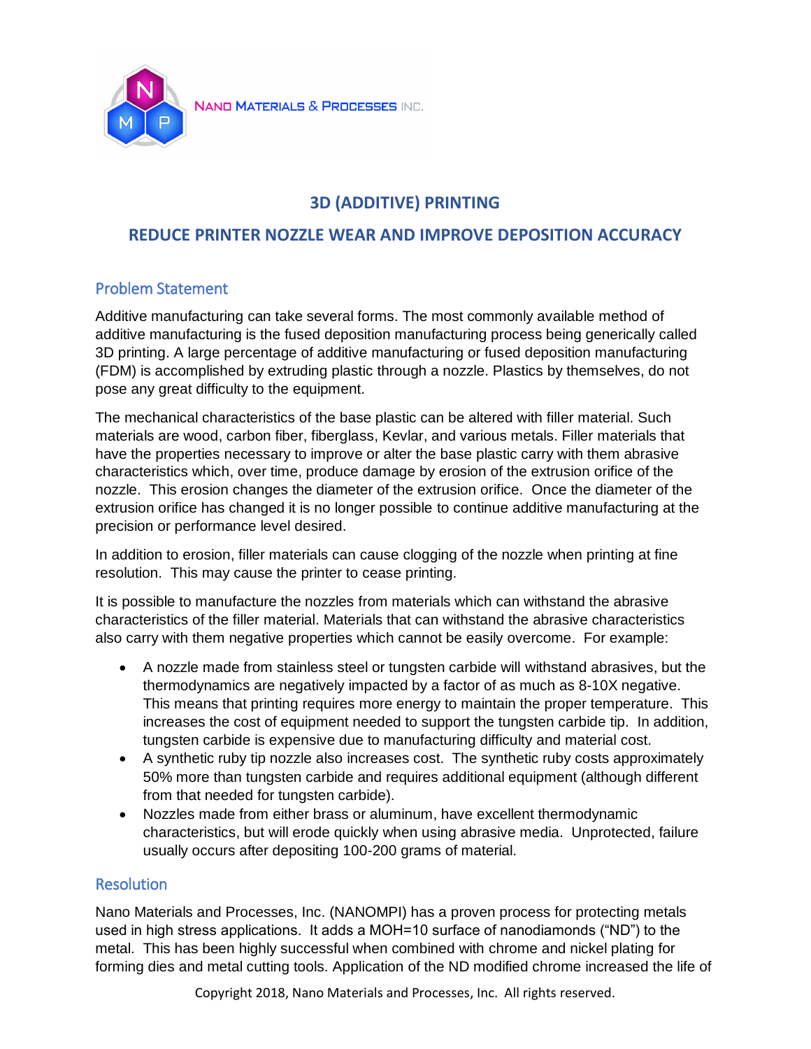NANO MATERIALS & PROCESSES INC.

# 3D (ADDITIVE) PRINTING

## REDUCE PRINTER NOZZLE WEAR AND IMPROVE DEPOSITION ACCURACY

### Problem Statement

Additive manufacturing can take several forms. The most commonly available method of additive manufacturing is the fused deposition manufacturing process being generically called 3D printing. A large percentage of additive manufacturing or fused deposition manufacturing (FDM) is accomplished by extruding plastic through a nozzle. Plastics by themselves, do not pose any great difficulty to the equipment.

The mechanical characteristics of the base plastic can be altered with filler material. Such materials are wood, carbon fiber, fiberglass, Kevlar, and various metals. Filler materials that have the properties necessary to improve or alter the base plastic carry with them abrasive characteristics which, over time, produce damage by erosion of the extrusion orifice of the nozzle. This erosion changes the diameter of the extrusion orifice. Once the diameter of the extrusion orifice has changed it is no longer possible to continue additive manufacturing at the precision or performance level desired.

In addition to erosion, filler materials can cause clogging of the nozzle when printing at fine resolution. This may cause the printer to cease printing.

It is possible to manufacture the nozzles from materials which can withstand the abrasive characteristics of the filler material. Materials that can withstand the abrasive characteristics also carry with them negative properties which cannot be easily overcome. For example:

- A nozzle made from stainless steel or tungsten carbide will withstand abrasives, but the thermodynamics are negatively impacted by a factor of as much as 8-10X negative. This means that printing requires more energy to maintain the proper temperature. This increases the cost of equipment needed to support the tungsten carbide tip. In addition, tungsten carbide is expensive due to manufacturing difficulty and material cost.
- A synthetic ruby tip nozzle also increases cost. The synthetic ruby costs approximately 50% more than tungsten carbide and requires additional equipment (although different from that needed for tungsten carbide).
- Nozzles made from either brass or aluminum, have excellent thermodynamic characteristics, but will erode quickly when using abrasive media. Unprotected, failure usually occurs after depositing 100-200 grams of material.

### Resolution

Nano Materials and Processes, Inc. (NANOMPI) has a proven process for protecting metals used in high stress applications. It adds a MOH=10 surface of nanodiamonds ("ND") to the metal. This has been highly successful when combined with chrome and nickel plating for forming dies and metal cutting tools. Application of the ND modified chrome increased the life of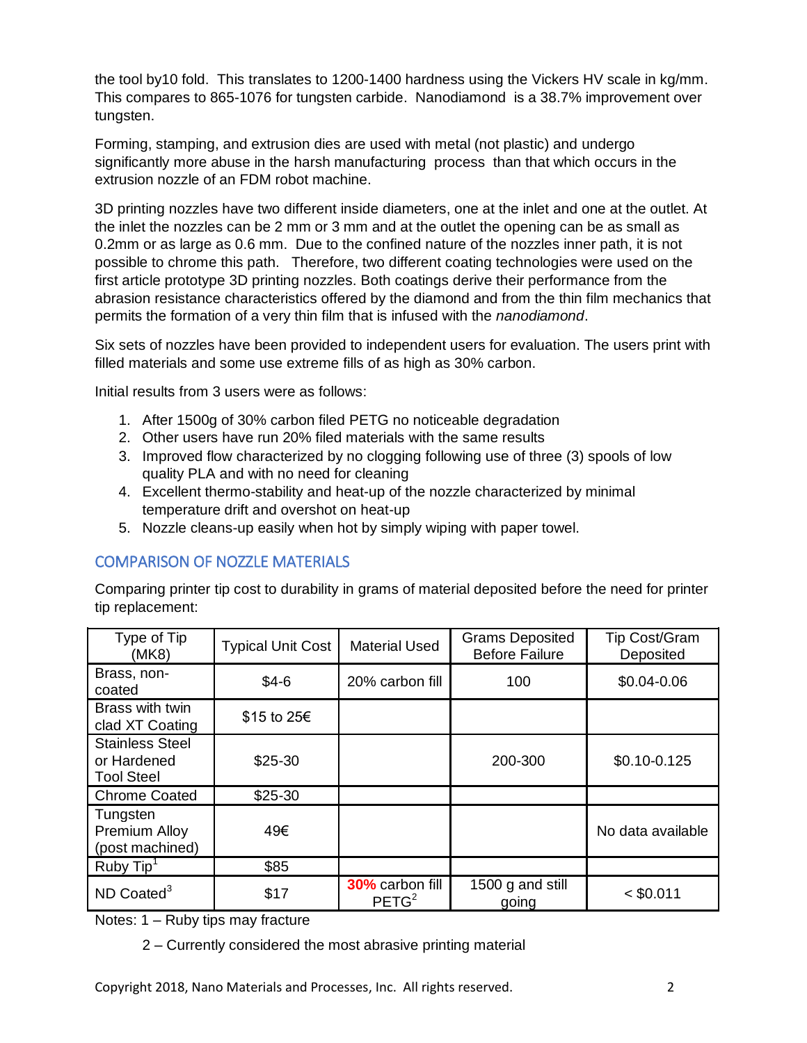the tool by10 fold. This translates to 1200-1400 hardness using the Vickers HV scale in kg/mm. This compares to 865-1076 for tungsten carbide. Nanodiamond is a 38.7% improvement over tungsten.

Forming, stamping, and extrusion dies are used with metal (not plastic) and undergo significantly more abuse in the harsh manufacturing process than that which occurs in the extrusion nozzle of an FDM robot machine.

3D printing nozzles have two different inside diameters, one at the inlet and one at the outlet. At the inlet the nozzles can be 2 mm or 3 mm and at the outlet the opening can be as small as 0.2mm or as large as 0.6 mm. Due to the confined nature of the nozzles inner path, it is not possible to chrome this path. Therefore, two different coating technologies were used on the first article prototype 3D printing nozzles. Both coatings derive their performance from the abrasion resistance characteristics offered by the diamond and from the thin film mechanics that permits the formation of a very thin film that is infused with the *nanodiamond*.

Six sets of nozzles have been provided to independent users for evaluation. The users print with filled materials and some use extreme fills of as high as 30% carbon.

Initial results from 3 users were as follows:

1. After 1500g of 30% carbon filed PETG no noticeable degradation
2. Other users have run 20% filed materials with the same results
3. Improved flow characterized by no clogging following use of three (3) spools of low quality PLA and with no need for cleaning
4. Excellent thermo-stability and heat-up of the nozzle characterized by minimal temperature drift and overshot on heat-up
5. Nozzle cleans-up easily when hot by simply wiping with paper towel.

## COMPARISON OF NOZZLE MATERIALS

Comparing printer tip cost to durability in grams of material deposited before the need for printer tip replacement:

| Type of Tip (MK8) | Typical Unit Cost | Material Used | Grams Deposited Before Failure | Tip Cost/Gram Deposited |
|---|---|---|---|---|
| Brass, non-coated | $4-6 | 20% carbon fill | 100 | $0.04-0.06 |
| Brass with twin clad XT Coating | $15 to 25€ | | | |
| Stainless Steel or Hardened Tool Steel | $25-30 | | 200-300 | $0.10-0.125 |
| Chrome Coated | $25-30 | | | |
| Tungsten Premium Alloy (post machined) | 49€ | | | No data available |
| Ruby Tip[1] | $85 | | | |
| ND Coated[3] | $17 | **30%** carbon fill PETG[2] | 1500 g and still going | < $0.011 |

Notes: 1 – Ruby tips may fracture

2 – Currently considered the most abrasive printing material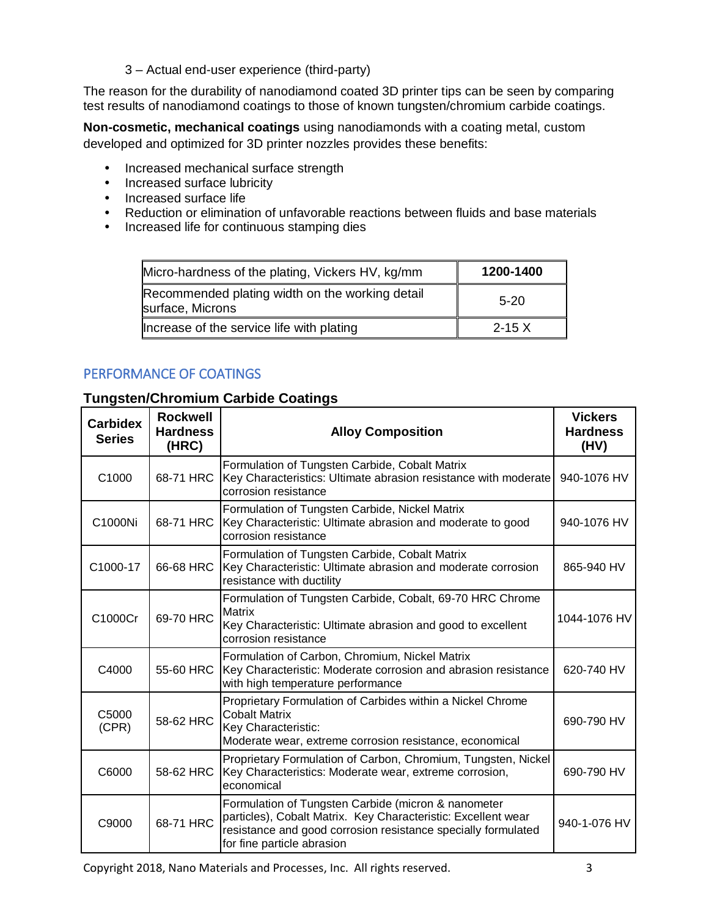3 – Actual end-user experience (third-party)

The reason for the durability of nanodiamond coated 3D printer tips can be seen by comparing test results of nanodiamond coatings to those of known tungsten/chromium carbide coatings.

**Non-cosmetic, mechanical coatings** using nanodiamonds with a coating metal, custom developed and optimized for 3D printer nozzles provides these benefits:

- Increased mechanical surface strength
- Increased surface lubricity
- Increased surface life
- Reduction or elimination of unfavorable reactions between fluids and base materials
- Increased life for continuous stamping dies

| Micro-hardness of the plating, Vickers HV, kg/mm | **1200-1400** |
|---|---|
| Recommended plating width on the working detail surface, Microns | 5-20 |
| Increase of the service life with plating | 2-15 X |

## PERFORMANCE OF COATINGS

### Tungsten/Chromium Carbide Coatings

| Carbidex Series | Rockwell Hardness (HRC) | Alloy Composition | Vickers Hardness (HV) |
|---|---|---|---|
| C1000 | 68-71 HRC | Formulation of Tungsten Carbide, Cobalt Matrix<br>Key Characteristics: Ultimate abrasion resistance with moderate corrosion resistance | 940-1076 HV |
| C1000Ni | 68-71 HRC | Formulation of Tungsten Carbide, Nickel Matrix<br>Key Characteristic: Ultimate abrasion and moderate to good corrosion resistance | 940-1076 HV |
| C1000-17 | 66-68 HRC | Formulation of Tungsten Carbide, Cobalt Matrix<br>Key Characteristic: Ultimate abrasion and moderate corrosion resistance with ductility | 865-940 HV |
| C1000Cr | 69-70 HRC | Formulation of Tungsten Carbide, Cobalt, 69-70 HRC Chrome Matrix<br>Key Characteristic: Ultimate abrasion and good to excellent corrosion resistance | 1044-1076 HV |
| C4000 | 55-60 HRC | Formulation of Carbon, Chromium, Nickel Matrix<br>Key Characteristic: Moderate corrosion and abrasion resistance with high temperature performance | 620-740 HV |
| C5000 (CPR) | 58-62 HRC | Proprietary Formulation of Carbides within a Nickel Chrome Cobalt Matrix<br>Key Characteristic:<br>Moderate wear, extreme corrosion resistance, economical | 690-790 HV |
| C6000 | 58-62 HRC | Proprietary Formulation of Carbon, Chromium, Tungsten, Nickel<br>Key Characteristics: Moderate wear, extreme corrosion, economical | 690-790 HV |
| C9000 | 68-71 HRC | Formulation of Tungsten Carbide (micron & nanometer particles), Cobalt Matrix. Key Characteristic: Excellent wear resistance and good corrosion resistance specially formulated for fine particle abrasion | 940-1-076 HV |

Copyright 2018, Nano Materials and Processes, Inc. All rights reserved.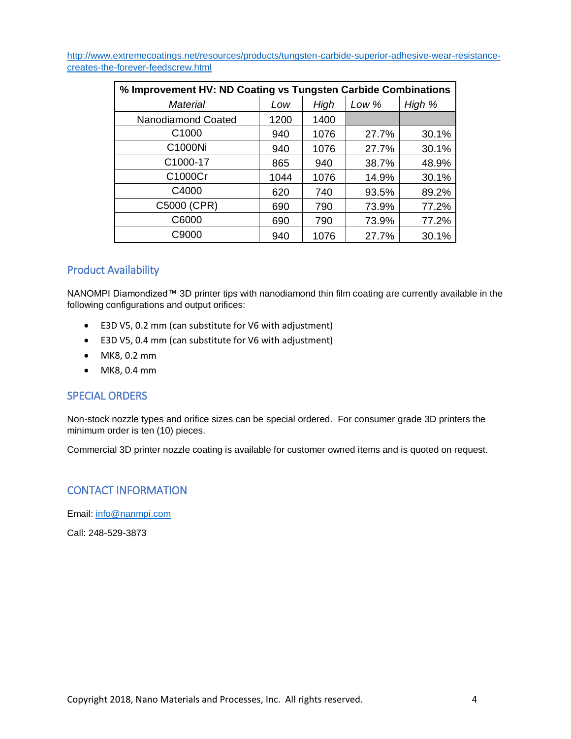http://www.extremecoatings.net/resources/products/tungsten-carbide-superior-adhesive-wear-resistance-creates-the-forever-feedscrew.html

| % Improvement HV: ND Coating vs Tungsten Carbide Combinations | | | | |
|---|---|---|---|---|
| *Material* | *Low* | *High* | *Low %* | *High %* |
| Nanodiamond Coated | 1200 | 1400 | | |
| C1000 | 940 | 1076 | 27.7% | 30.1% |
| C1000Ni | 940 | 1076 | 27.7% | 30.1% |
| C1000-17 | 865 | 940 | 38.7% | 48.9% |
| C1000Cr | 1044 | 1076 | 14.9% | 30.1% |
| C4000 | 620 | 740 | 93.5% | 89.2% |
| C5000 (CPR) | 690 | 790 | 73.9% | 77.2% |
| C6000 | 690 | 790 | 73.9% | 77.2% |
| C9000 | 940 | 1076 | 27.7% | 30.1% |

## Product Availability

NANOMPI Diamondized™ 3D printer tips with nanodiamond thin film coating are currently available in the following configurations and output orifices:

- E3D V5, 0.2 mm (can substitute for V6 with adjustment)
- E3D V5, 0.4 mm (can substitute for V6 with adjustment)
- MK8, 0.2 mm
- MK8, 0.4 mm

## SPECIAL ORDERS

Non-stock nozzle types and orifice sizes can be special ordered. For consumer grade 3D printers the minimum order is ten (10) pieces.

Commercial 3D printer nozzle coating is available for customer owned items and is quoted on request.

## CONTACT INFORMATION

Email: info@nanmpi.com

Call: 248-529-3873

Copyright 2018, Nano Materials and Processes, Inc. All rights reserved.